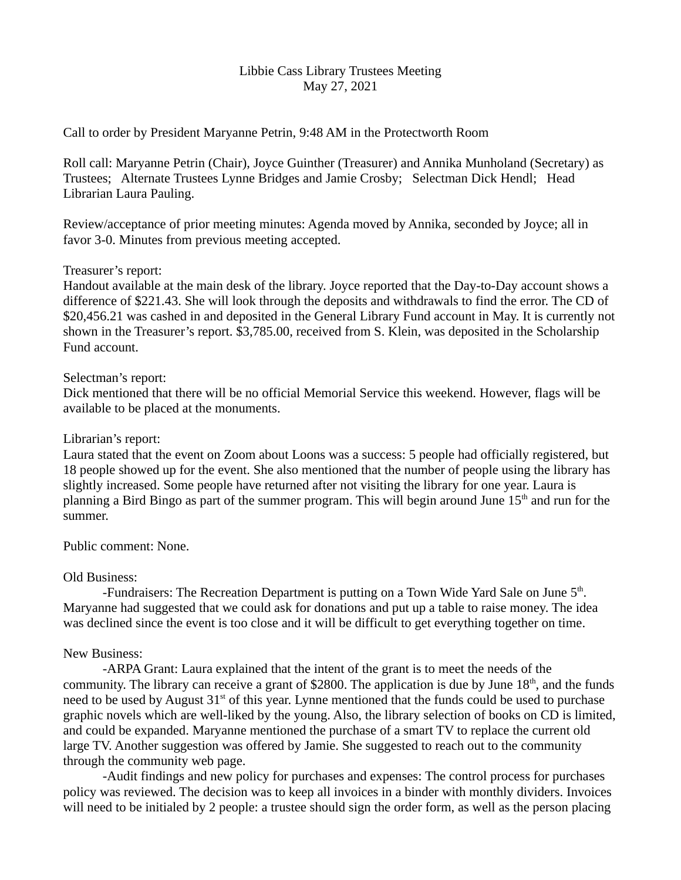# Libbie Cass Library Trustees Meeting
May 27, 2021

Call to order by President Maryanne Petrin, 9:48 AM in the Protectworth Room

Roll call: Maryanne Petrin (Chair), Joyce Guinther (Treasurer) and Annika Munholand (Secretary) as Trustees; Alternate Trustees Lynne Bridges and Jamie Crosby; Selectman Dick Hendl; Head Librarian Laura Pauling.

Review/acceptance of prior meeting minutes: Agenda moved by Annika, seconded by Joyce; all in favor 3-0. Minutes from previous meeting accepted.

Treasurer's report:
Handout available at the main desk of the library. Joyce reported that the Day-to-Day account shows a difference of $221.43. She will look through the deposits and withdrawals to find the error. The CD of $20,456.21 was cashed in and deposited in the General Library Fund account in May. It is currently not shown in the Treasurer's report. $3,785.00, received from S. Klein, was deposited in the Scholarship Fund account.

Selectman's report:
Dick mentioned that there will be no official Memorial Service this weekend. However, flags will be available to be placed at the monuments.

Librarian's report:
Laura stated that the event on Zoom about Loons was a success: 5 people had officially registered, but 18 people showed up for the event. She also mentioned that the number of people using the library has slightly increased. Some people have returned after not visiting the library for one year. Laura is planning a Bird Bingo as part of the summer program. This will begin around June 15th and run for the summer.

Public comment: None.

Old Business:

-Fundraisers: The Recreation Department is putting on a Town Wide Yard Sale on June 5th. Maryanne had suggested that we could ask for donations and put up a table to raise money. The idea was declined since the event is too close and it will be difficult to get everything together on time.

New Business:

-ARPA Grant: Laura explained that the intent of the grant is to meet the needs of the community. The library can receive a grant of $2800. The application is due by June 18th, and the funds need to be used by August 31st of this year. Lynne mentioned that the funds could be used to purchase graphic novels which are well-liked by the young. Also, the library selection of books on CD is limited, and could be expanded. Maryanne mentioned the purchase of a smart TV to replace the current old large TV. Another suggestion was offered by Jamie. She suggested to reach out to the community through the community web page.

-Audit findings and new policy for purchases and expenses: The control process for purchases policy was reviewed. The decision was to keep all invoices in a binder with monthly dividers. Invoices will need to be initialed by 2 people: a trustee should sign the order form, as well as the person placing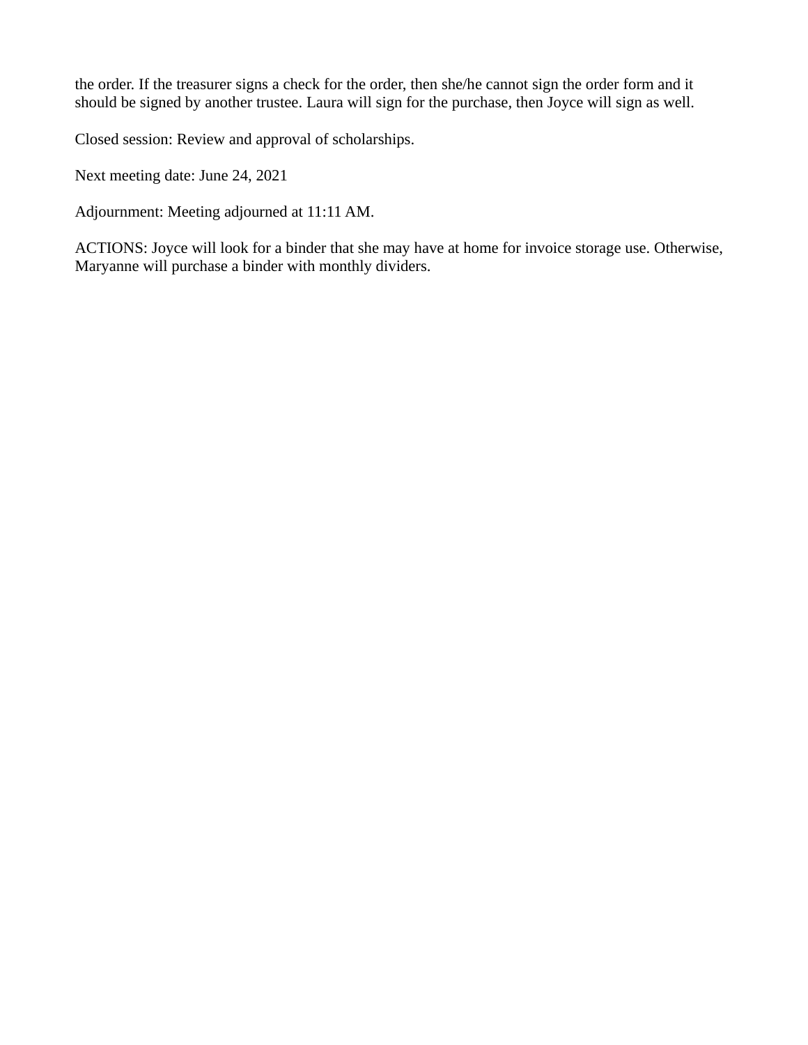the order. If the treasurer signs a check for the order, then she/he cannot sign the order form and it should be signed by another trustee. Laura will sign for the purchase, then Joyce will sign as well.

Closed session: Review and approval of scholarships.

Next meeting date: June 24, 2021

Adjournment: Meeting adjourned at 11:11 AM.

ACTIONS: Joyce will look for a binder that she may have at home for invoice storage use. Otherwise, Maryanne will purchase a binder with monthly dividers.